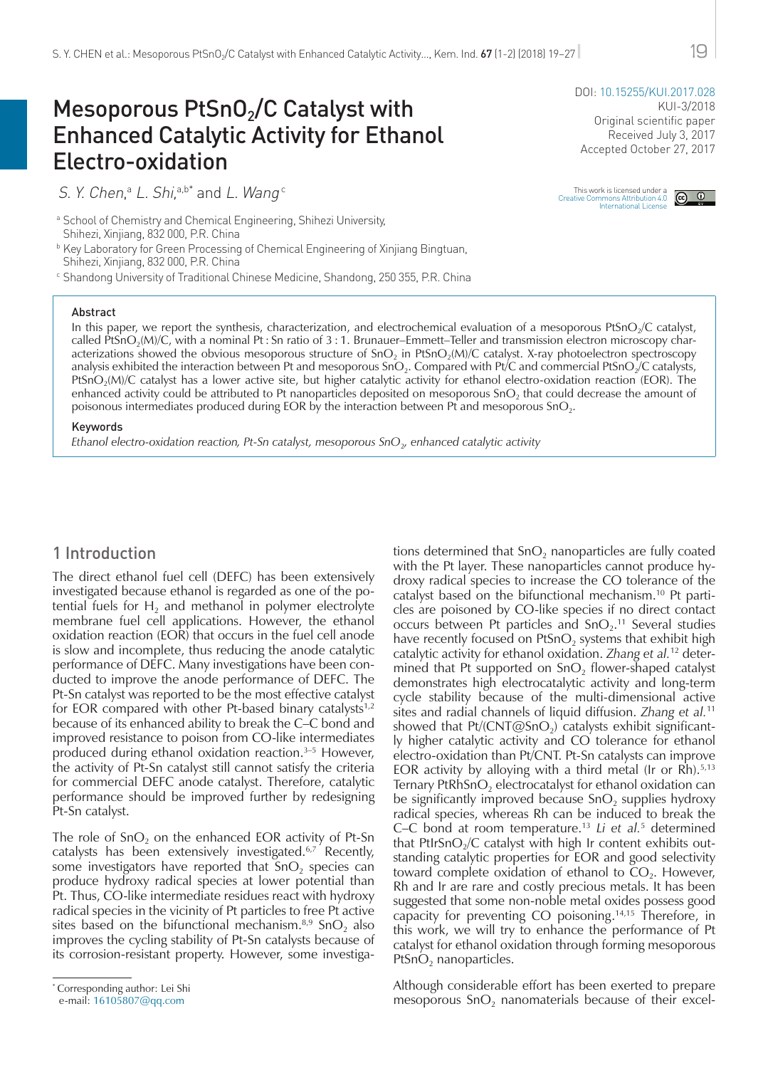# Mesoporous $PtSnO_2/C$ Catalyst with Enhanced Catalytic Activity for Ethanol Electro-oxidation

DOI: 10.15255/KUI.2017.028
KUI-3/2018
Original scientific paper
Received July 3, 2017
Accepted October 27, 2017

This work is licensed under a Creative Commons Attribution 4.0 International License

*S. Y. Chen*,[a] *L. Shi*,[a,b*] and *L. Wang*[c]

[a] School of Chemistry and Chemical Engineering, Shihezi University, Shihezi, Xinjiang, 832 000, P.R. China

[b] Key Laboratory for Green Processing of Chemical Engineering of Xinjiang Bingtuan, Shihezi, Xinjiang, 832 000, P.R. China

[c] Shandong University of Traditional Chinese Medicine, Shandong, 250 355, P.R. China

### Abstract

In this paper, we report the synthesis, characterization, and electrochemical evaluation of a mesoporous $PtSnO_2/C$ catalyst, called $PtSnO_2(M)/C$, with a nominal Pt : Sn ratio of 3 : 1. Brunauer–Emmett–Teller and transmission electron microscopy characterizations showed the obvious mesoporous structure of $SnO_2$ in $PtSnO_2(M)/C$ catalyst. X-ray photoelectron spectroscopy analysis exhibited the interaction between Pt and mesoporous $SnO_2$. Compared with Pt/C and commercial $PtSnO_2/C$ catalysts, $PtSnO_2(M)/C$ catalyst has a lower active site, but higher catalytic activity for ethanol electro-oxidation reaction (EOR). The enhanced activity could be attributed to Pt nanoparticles deposited on mesoporous $SnO_2$ that could decrease the amount of poisonous intermediates produced during EOR by the interaction between Pt and mesoporous $SnO_2$.

### Keywords

*Ethanol electro-oxidation reaction, Pt-Sn catalyst, mesoporous $SnO_2$, enhanced catalytic activity*

## 1 Introduction

The direct ethanol fuel cell (DEFC) has been extensively investigated because ethanol is regarded as one of the potential fuels for $H_2$ and methanol in polymer electrolyte membrane fuel cell applications. However, the ethanol oxidation reaction (EOR) that occurs in the fuel cell anode is slow and incomplete, thus reducing the anode catalytic performance of DEFC. Many investigations have been conducted to improve the anode performance of DEFC. The Pt-Sn catalyst was reported to be the most effective catalyst for EOR compared with other Pt-based binary catalysts[1,2] because of its enhanced ability to break the C–C bond and improved resistance to poison from CO-like intermediates produced during ethanol oxidation reaction.[3–5] However, the activity of Pt-Sn catalyst still cannot satisfy the criteria for commercial DEFC anode catalyst. Therefore, catalytic performance should be improved further by redesigning Pt-Sn catalyst.

The role of $SnO_2$ on the enhanced EOR activity of Pt-Sn catalysts has been extensively investigated.[6,7] Recently, some investigators have reported that $SnO_2$ species can produce hydroxy radical species at lower potential than Pt. Thus, CO-like intermediate residues react with hydroxy radical species in the vicinity of Pt particles to free Pt active sites based on the bifunctional mechanism.[8,9] $SnO_2$ also improves the cycling stability of Pt-Sn catalysts because of its corrosion-resistant property. However, some investigations determined that $SnO_2$ nanoparticles are fully coated with the Pt layer. These nanoparticles cannot produce hydroxy radical species to increase the CO tolerance of the catalyst based on the bifunctional mechanism.[10] Pt particles are poisoned by CO-like species if no direct contact occurs between Pt particles and $SnO_2$.[11] Several studies have recently focused on $PtSnO_2$ systems that exhibit high catalytic activity for ethanol oxidation. *Zhang et al.*[12] determined that Pt supported on $SnO_2$ flower-shaped catalyst demonstrates high electrocatalytic activity and long-term cycle stability because of the multi-dimensional active sites and radial channels of liquid diffusion. *Zhang et al.*[11] showed that Pt/(CNT@$SnO_2$) catalysts exhibit significantly higher catalytic activity and CO tolerance for ethanol electro-oxidation than Pt/CNT. Pt-Sn catalysts can improve EOR activity by alloying with a third metal (Ir or Rh).[5,13] Ternary $PtRhSnO_2$ electrocatalyst for ethanol oxidation can be significantly improved because $SnO_2$ supplies hydroxy radical species, whereas Rh can be induced to break the C–C bond at room temperature.[13] *Li et al.*[5] determined that $PtIrSnO_2/C$ catalyst with high Ir content exhibits outstanding catalytic properties for EOR and good selectivity toward complete oxidation of ethanol to $CO_2$. However, Rh and Ir are rare and costly precious metals. It has been suggested that some non-noble metal oxides possess good capacity for preventing CO poisoning.[14,15] Therefore, in this work, we will try to enhance the performance of Pt catalyst for ethanol oxidation through forming mesoporous $PtSnO_2$ nanoparticles.

Although considerable effort has been exerted to prepare mesoporous $SnO_2$ nanomaterials because of their excel-

* Corresponding author: Lei Shi
e-mail: 16105807@qq.com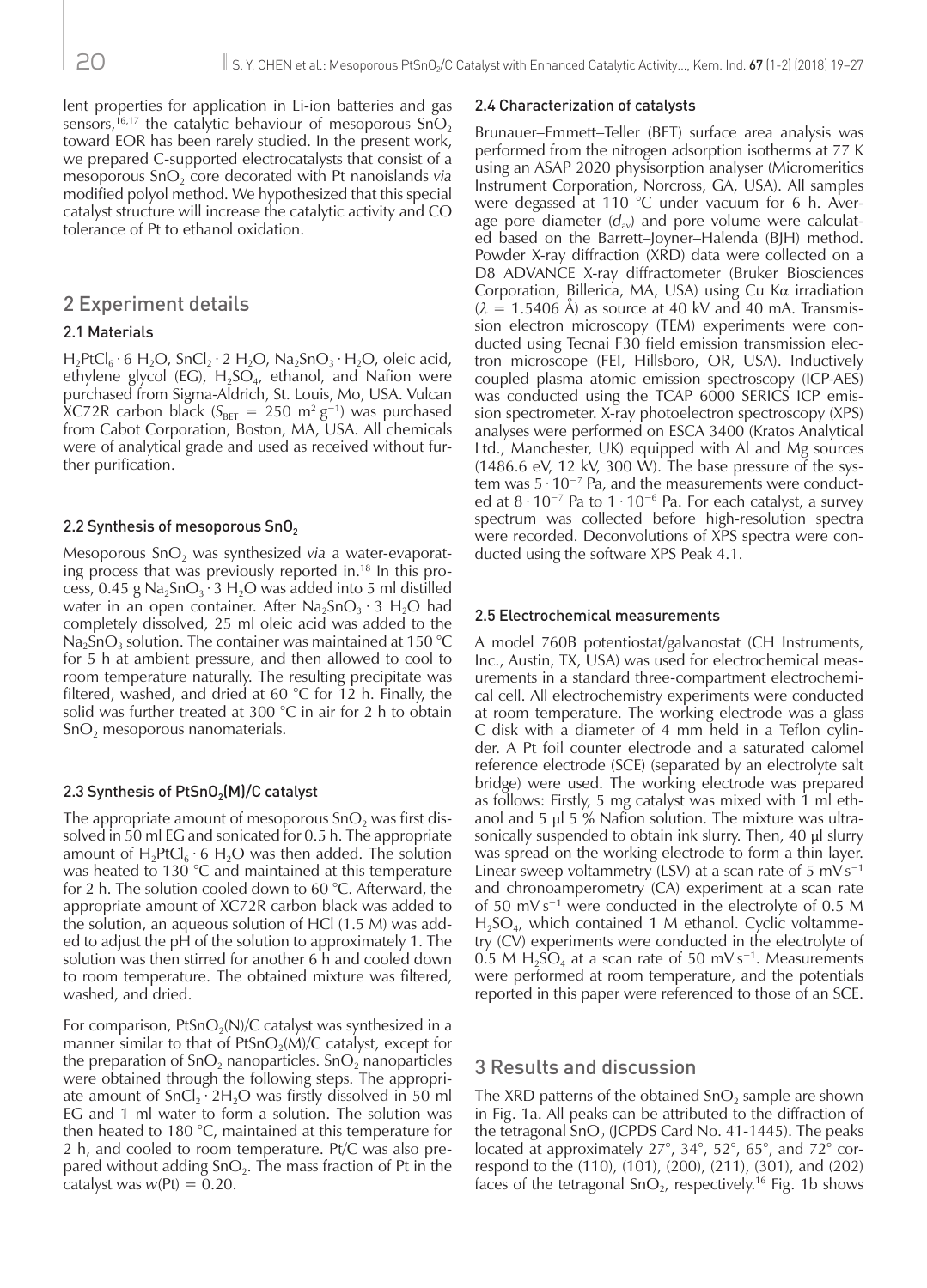lent properties for application in Li-ion batteries and gas sensors,[16,17] the catalytic behaviour of mesoporous $SnO_2$ toward EOR has been rarely studied. In the present work, we prepared C-supported electrocatalysts that consist of a mesoporous $SnO_2$ core decorated with Pt nanoislands *via* modified polyol method. We hypothesized that this special catalyst structure will increase the catalytic activity and CO tolerance of Pt to ethanol oxidation.

## 2 Experiment details

### 2.1 Materials

$H_2PtCl_6 \cdot 6\ H_2O$, $SnCl_2 \cdot 2\ H_2O$, $Na_2SnO_3 \cdot H_2O$, oleic acid, ethylene glycol (EG), $H_2SO_4$, ethanol, and Nafion were purchased from Sigma-Aldrich, St. Louis, Mo, USA. Vulcan XC72R carbon black ($S_{BET} = 250\ m^2\ g^{-1}$) was purchased from Cabot Corporation, Boston, MA, USA. All chemicals were of analytical grade and used as received without further purification.

### 2.2 Synthesis of mesoporous $SnO_2$

Mesoporous $SnO_2$ was synthesized *via* a water-evaporating process that was previously reported in.[18] In this process, 0.45 g $Na_2SnO_3 \cdot 3\ H_2O$ was added into 5 ml distilled water in an open container. After $Na_2SnO_3 \cdot 3\ H_2O$ had completely dissolved, 25 ml oleic acid was added to the $Na_2SnO_3$ solution. The container was maintained at 150 °C for 5 h at ambient pressure, and then allowed to cool to room temperature naturally. The resulting precipitate was filtered, washed, and dried at 60 °C for 12 h. Finally, the solid was further treated at 300 °C in air for 2 h to obtain $SnO_2$ mesoporous nanomaterials.

### 2.3 Synthesis of $PtSnO_2$(M)/C catalyst

The appropriate amount of mesoporous $SnO_2$ was first dissolved in 50 ml EG and sonicated for 0.5 h. The appropriate amount of $H_2PtCl_6 \cdot 6\ H_2O$ was then added. The solution was heated to 130 °C and maintained at this temperature for 2 h. The solution cooled down to 60 °C. Afterward, the appropriate amount of XC72R carbon black was added to the solution, an aqueous solution of HCl (1.5 M) was added to adjust the pH of the solution to approximately 1. The solution was then stirred for another 6 h and cooled down to room temperature. The obtained mixture was filtered, washed, and dried.

For comparison, $PtSnO_2$(N)/C catalyst was synthesized in a manner similar to that of $PtSnO_2$(M)/C catalyst, except for the preparation of $SnO_2$ nanoparticles. $SnO_2$ nanoparticles were obtained through the following steps. The appropriate amount of $SnCl_2 \cdot 2H_2O$ was firstly dissolved in 50 ml EG and 1 ml water to form a solution. The solution was then heated to 180 °C, maintained at this temperature for 2 h, and cooled to room temperature. Pt/C was also prepared without adding $SnO_2$. The mass fraction of Pt in the catalyst was $w(\text{Pt}) = 0.20$.

### 2.4 Characterization of catalysts

Brunauer–Emmett–Teller (BET) surface area analysis was performed from the nitrogen adsorption isotherms at 77 K using an ASAP 2020 physisorption analyser (Micromeritics Instrument Corporation, Norcross, GA, USA). All samples were degassed at 110 °C under vacuum for 6 h. Average pore diameter ($d_{av}$) and pore volume were calculated based on the Barrett–Joyner–Halenda (BJH) method. Powder X-ray diffraction (XRD) data were collected on a D8 ADVANCE X-ray diffractometer (Bruker Biosciences Corporation, Billerica, MA, USA) using Cu Kα irradiation ($\lambda = 1.5406$ Å) as source at 40 kV and 40 mA. Transmission electron microscopy (TEM) experiments were conducted using Tecnai F30 field emission transmission electron microscope (FEI, Hillsboro, OR, USA). Inductively coupled plasma atomic emission spectroscopy (ICP-AES) was conducted using the TCAP 6000 SERICS ICP emission spectrometer. X-ray photoelectron spectroscopy (XPS) analyses were performed on ESCA 3400 (Kratos Analytical Ltd., Manchester, UK) equipped with Al and Mg sources (1486.6 eV, 12 kV, 300 W). The base pressure of the system was $5 \cdot 10^{-7}$ Pa, and the measurements were conducted at $8 \cdot 10^{-7}$ Pa to $1 \cdot 10^{-6}$ Pa. For each catalyst, a survey spectrum was collected before high-resolution spectra were recorded. Deconvolutions of XPS spectra were conducted using the software XPS Peak 4.1.

### 2.5 Electrochemical measurements

A model 760B potentiostat/galvanostat (CH Instruments, Inc., Austin, TX, USA) was used for electrochemical measurements in a standard three-compartment electrochemical cell. All electrochemistry experiments were conducted at room temperature. The working electrode was a glass C disk with a diameter of 4 mm held in a Teflon cylinder. A Pt foil counter electrode and a saturated calomel reference electrode (SCE) (separated by an electrolyte salt bridge) were used. The working electrode was prepared as follows: Firstly, 5 mg catalyst was mixed with 1 ml ethanol and 5 µl 5 % Nafion solution. The mixture was ultrasonically suspended to obtain ink slurry. Then, 40 µl slurry was spread on the working electrode to form a thin layer. Linear sweep voltammetry (LSV) at a scan rate of 5 mV s$^{-1}$ and chronoamperometry (CA) experiment at a scan rate of 50 mV s$^{-1}$ were conducted in the electrolyte of 0.5 M $H_2SO_4$, which contained 1 M ethanol. Cyclic voltammetry (CV) experiments were conducted in the electrolyte of 0.5 M $H_2SO_4$ at a scan rate of 50 mV s$^{-1}$. Measurements were performed at room temperature, and the potentials reported in this paper were referenced to those of an SCE.

## 3 Results and discussion

The XRD patterns of the obtained $SnO_2$ sample are shown in Fig. 1a. All peaks can be attributed to the diffraction of the tetragonal $SnO_2$ (JCPDS Card No. 41-1445). The peaks located at approximately 27°, 34°, 52°, 65°, and 72° correspond to the (110), (101), (200), (211), (301), and (202) faces of the tetragonal $SnO_2$, respectively.[16] Fig. 1b shows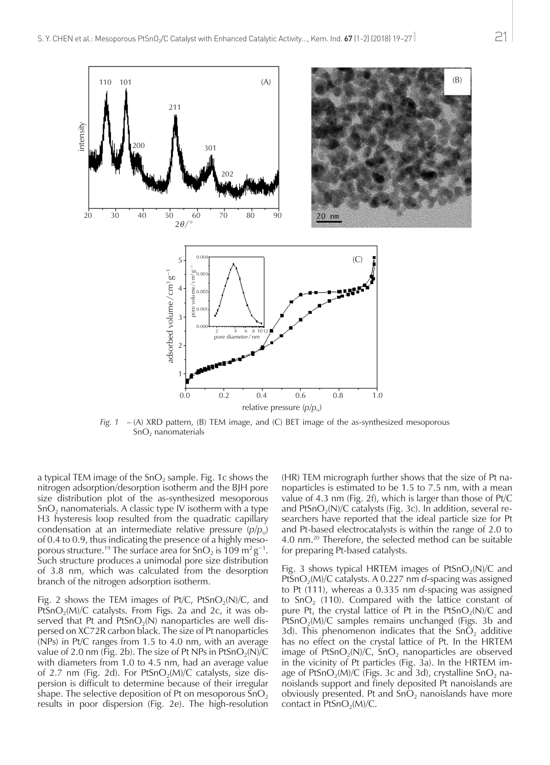*Fig. 1* – (A) XRD pattern, (B) TEM image, and (C) BET image of the as-synthesized mesoporous $SnO_2$ nanomaterials

a typical TEM image of the $SnO_2$ sample. Fig. 1c shows the nitrogen adsorption/desorption isotherm and the BJH pore size distribution plot of the as-synthesized mesoporous $SnO_2$ nanomaterials. A classic type IV isotherm with a type H3 hysteresis loop resulted from the quadratic capillary condensation at an intermediate relative pressure ($p/p_o$) of 0.4 to 0.9, thus indicating the presence of a highly mesoporous structure.[19] The surface area for $SnO_2$ is 109 $m^2\,g^{-1}$. Such structure produces a unimodal pore size distribution of 3.8 nm, which was calculated from the desorption branch of the nitrogen adsorption isotherm.

Fig. 2 shows the TEM images of Pt/C, $PtSnO_2$(N)/C, and $PtSnO_2$(M)/C catalysts. From Figs. 2a and 2c, it was observed that Pt and $PtSnO_2$(N) nanoparticles are well dispersed on XC72R carbon black. The size of Pt nanoparticles (NPs) in Pt/C ranges from 1.5 to 4.0 nm, with an average value of 2.0 nm (Fig. 2b). The size of Pt NPs in $PtSnO_2$(N)/C with diameters from 1.0 to 4.5 nm, had an average value of 2.7 nm (Fig. 2d). For $PtSnO_2$(M)/C catalysts, size dispersion is difficult to determine because of their irregular shape. The selective deposition of Pt on mesoporous $SnO_2$ results in poor dispersion (Fig. 2e). The high-resolution (HR) TEM micrograph further shows that the size of Pt nanoparticles is estimated to be 1.5 to 7.5 nm, with a mean value of 4.3 nm (Fig. 2f), which is larger than those of Pt/C and $PtSnO_2$(N)/C catalysts (Fig. 3c). In addition, several researchers have reported that the ideal particle size for Pt and Pt-based electrocatalysts is within the range of 2.0 to 4.0 nm.[20] Therefore, the selected method can be suitable for preparing Pt-based catalysts.

Fig. 3 shows typical HRTEM images of $PtSnO_2$(N)/C and $PtSnO_2$(M)/C catalysts. A 0.227 nm *d*-spacing was assigned to Pt (111), whereas a 0.335 nm *d*-spacing was assigned to $SnO_2$ (110). Compared with the lattice constant of pure Pt, the crystal lattice of Pt in the $PtSnO_2$(N)/C and $PtSnO_2$(M)/C samples remains unchanged (Figs. 3b and 3d). This phenomenon indicates that the $SnO_2$ additive has no effect on the crystal lattice of Pt. In the HRTEM image of $PtSnO_2$(N)/C, $SnO_2$ nanoparticles are observed in the vicinity of Pt particles (Fig. 3a). In the HRTEM image of $PtSnO_2$(M)/C (Figs. 3c and 3d), crystalline $SnO_2$ nanoislands support and finely deposited Pt nanoislands are obviously presented. Pt and $SnO_2$ nanoislands have more contact in $PtSnO_2$(M)/C.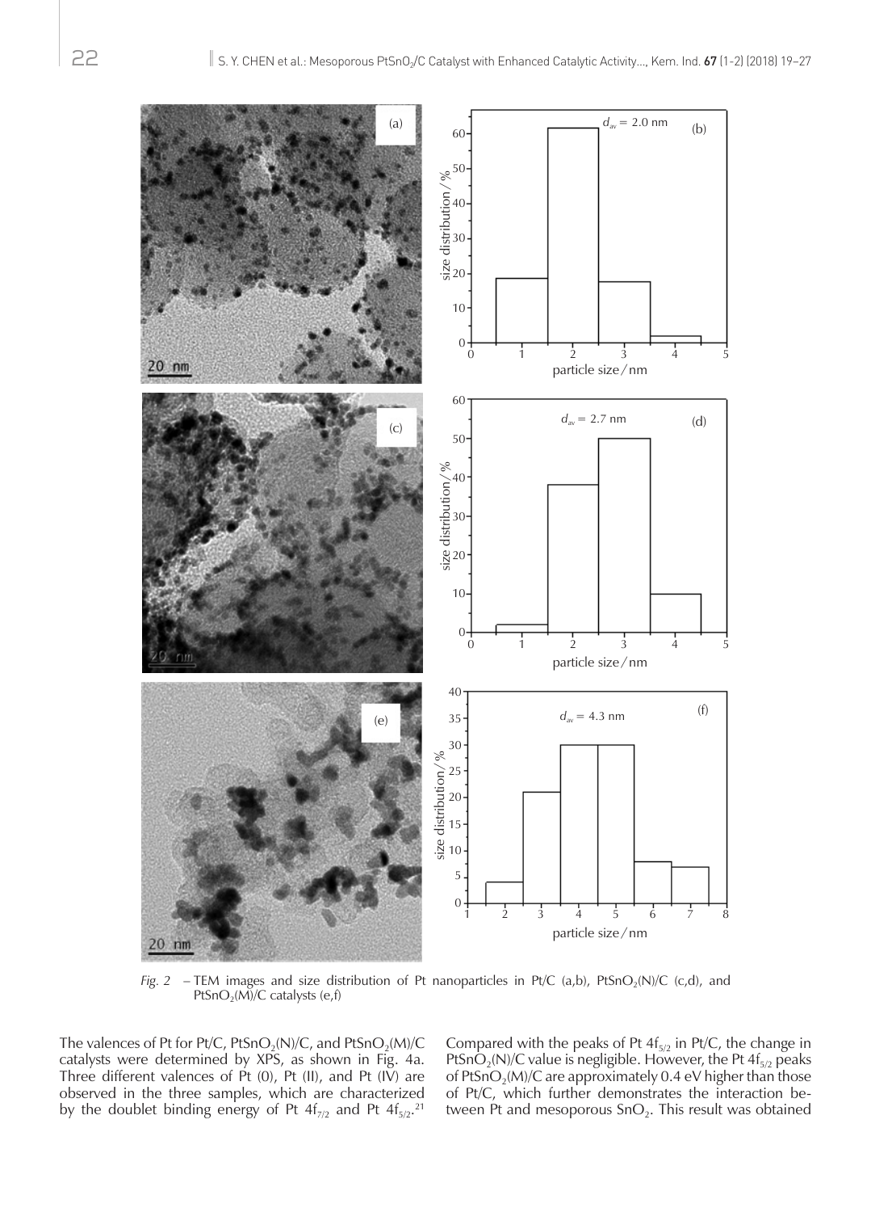*Fig. 2* – TEM images and size distribution of Pt nanoparticles in Pt/C (a,b), $PtSnO_2$(N)/C (c,d), and $PtSnO_2$(M)/C catalysts (e,f)

The valences of Pt for Pt/C, $PtSnO_2$(N)/C, and $PtSnO_2$(M)/C catalysts were determined by XPS, as shown in Fig. 4a. Three different valences of Pt (0), Pt (II), and Pt (IV) are observed in the three samples, which are characterized by the doublet binding energy of Pt $4f_{7/2}$ and Pt $4f_{5/2}$.[21] Compared with the peaks of Pt $4f_{5/2}$ in Pt/C, the change in $PtSnO_2$(N)/C value is negligible. However, the Pt $4f_{5/2}$ peaks of $PtSnO_2$(M)/C are approximately 0.4 eV higher than those of Pt/C, which further demonstrates the interaction between Pt and mesoporous $SnO_2$. This result was obtained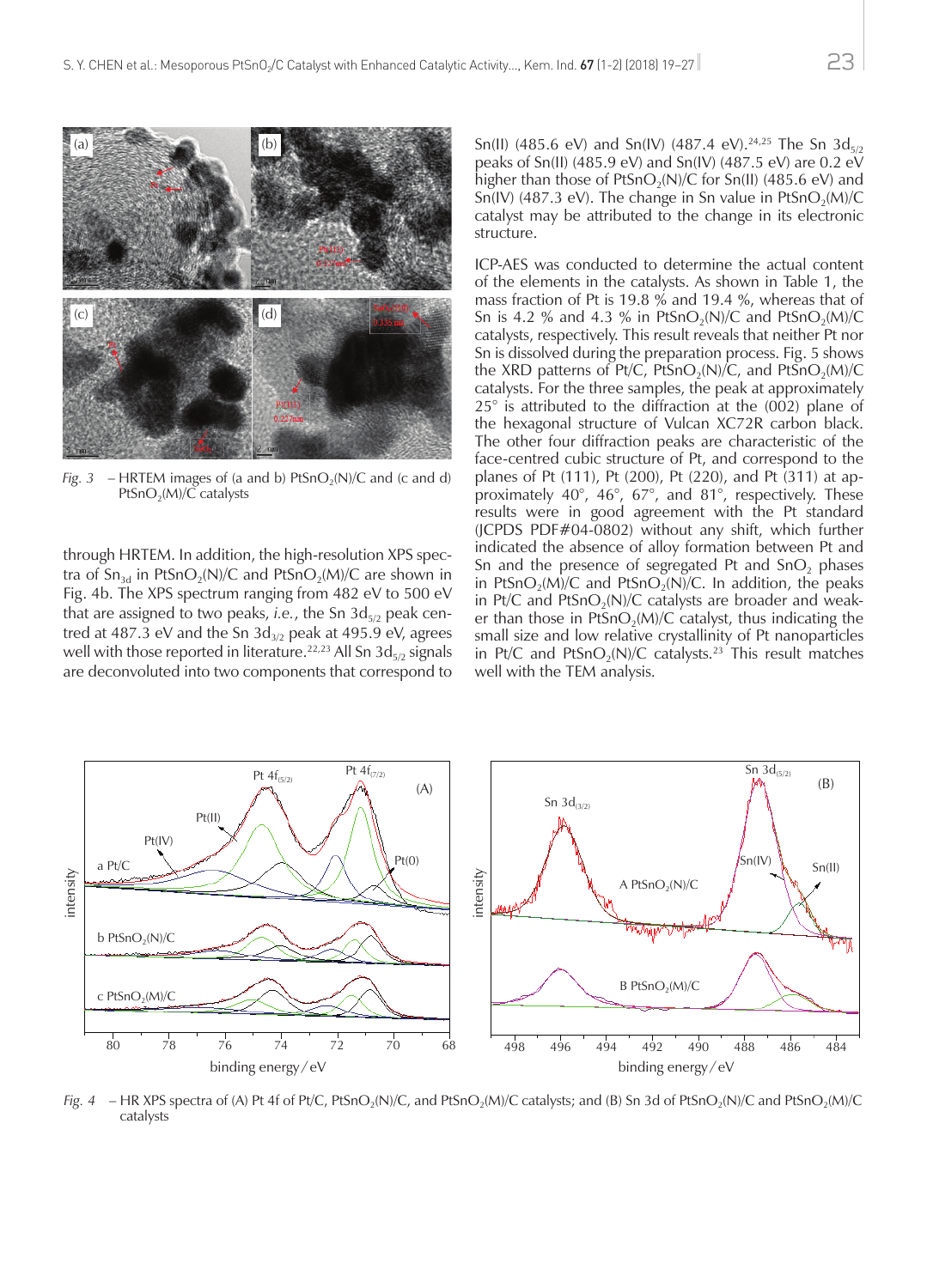*Fig. 3* – HRTEM images of (a and b) $PtSnO_2$(N)/C and (c and d) $PtSnO_2$(M)/C catalysts

through HRTEM. In addition, the high-resolution XPS spectra of $Sn_{3d}$ in $PtSnO_2$(N)/C and $PtSnO_2$(M)/C are shown in Fig. 4b. The XPS spectrum ranging from 482 eV to 500 eV that are assigned to two peaks, *i.e.*, the Sn $3d_{5/2}$ peak centred at 487.3 eV and the Sn $3d_{3/2}$ peak at 495.9 eV, agrees well with those reported in literature.[22,23] All Sn $3d_{5/2}$ signals are deconvoluted into two components that correspond to Sn(II) (485.6 eV) and Sn(IV) (487.4 eV).[24,25] The Sn $3d_{5/2}$ peaks of Sn(II) (485.9 eV) and Sn(IV) (487.5 eV) are 0.2 eV higher than those of $PtSnO_2$(N)/C for Sn(II) (485.6 eV) and Sn(IV) (487.3 eV). The change in Sn value in $PtSnO_2$(M)/C catalyst may be attributed to the change in its electronic structure.

ICP-AES was conducted to determine the actual content of the elements in the catalysts. As shown in Table 1, the mass fraction of Pt is 19.8 % and 19.4 %, whereas that of Sn is 4.2 % and 4.3 % in $PtSnO_2$(N)/C and $PtSnO_2$(M)/C catalysts, respectively. This result reveals that neither Pt nor Sn is dissolved during the preparation process. Fig. 5 shows the XRD patterns of Pt/C, $PtSnO_2$(N)/C, and $PtSnO_2$(M)/C catalysts. For the three samples, the peak at approximately 25° is attributed to the diffraction at the (002) plane of the hexagonal structure of Vulcan XC72R carbon black. The other four diffraction peaks are characteristic of the face-centred cubic structure of Pt, and correspond to the planes of Pt (111), Pt (200), Pt (220), and Pt (311) at approximately 40°, 46°, 67°, and 81°, respectively. These results were in good agreement with the Pt standard (JCPDS PDF#04-0802) without any shift, which further indicated the absence of alloy formation between Pt and Sn and the presence of segregated Pt and $SnO_2$ phases in $PtSnO_2$(M)/C and $PtSnO_2$(N)/C. In addition, the peaks in Pt/C and $PtSnO_2$(N)/C catalysts are broader and weaker than those in $PtSnO_2$(M)/C catalyst, thus indicating the small size and low relative crystallinity of Pt nanoparticles in Pt/C and $PtSnO_2$(N)/C catalysts.[23] This result matches well with the TEM analysis.

*Fig. 4* – HR XPS spectra of (A) Pt 4f of Pt/C, $PtSnO_2$(N)/C, and $PtSnO_2$(M)/C catalysts; and (B) Sn 3d of $PtSnO_2$(N)/C and $PtSnO_2$(M)/C catalysts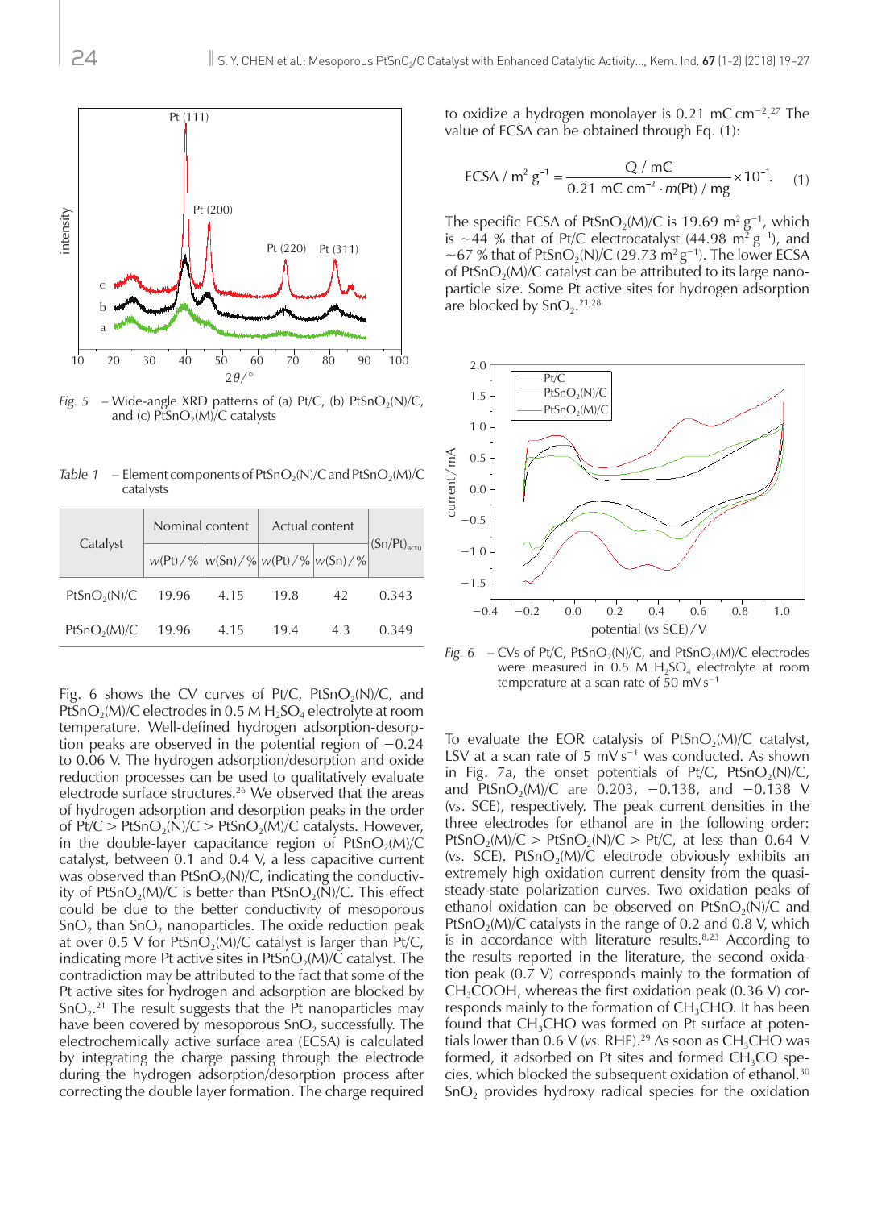Fig. 5 – Wide-angle XRD patterns of (a) Pt/C, (b) $PtSnO_2$(N)/C, and (c) $PtSnO_2$(M)/C catalysts

Table 1 – Element components of $PtSnO_2$(N)/C and $PtSnO_2$(M)/C catalysts

| Catalyst | Nominal content | | Actual content | | $(Sn/Pt)_{actu}$ |
|---|---|---|---|---|---|
| | $w$(Pt) / % | $w$(Sn) / % | $w$(Pt) / % | $w$(Sn) / % | |
| $PtSnO_2$(N)/C | 19.96 | 4.15 | 19.8 | 42 | 0.343 |
| $PtSnO_2$(M)/C | 19.96 | 4.15 | 19.4 | 4.3 | 0.349 |

Fig. 6 shows the CV curves of Pt/C, $PtSnO_2$(N)/C, and $PtSnO_2$(M)/C electrodes in 0.5 M $H_2SO_4$ electrolyte at room temperature. Well-defined hydrogen adsorption-desorption peaks are observed in the potential region of −0.24 to 0.06 V. The hydrogen adsorption/desorption and oxide reduction processes can be used to qualitatively evaluate electrode surface structures.[26] We observed that the areas of hydrogen adsorption and desorption peaks in the order of Pt/C > $PtSnO_2$(N)/C > $PtSnO_2$(M)/C catalysts. However, in the double-layer capacitance region of $PtSnO_2$(M)/C catalyst, between 0.1 and 0.4 V, a less capacitive current was observed than $PtSnO_2$(N)/C, indicating the conductivity of $PtSnO_2$(M)/C is better than $PtSnO_2$(N)/C. This effect could be due to the better conductivity of mesoporous $SnO_2$ than $SnO_2$ nanoparticles. The oxide reduction peak at over 0.5 V for $PtSnO_2$(M)/C catalyst is larger than Pt/C, indicating more Pt active sites in $PtSnO_2$(M)/C catalyst. The contradiction may be attributed to the fact that some of the Pt active sites for hydrogen and adsorption are blocked by $SnO_2$.[21] The result suggests that the Pt nanoparticles may have been covered by mesoporous $SnO_2$ successfully. The electrochemically active surface area (ECSA) is calculated by integrating the charge passing through the electrode during the hydrogen adsorption/desorption process after correcting the double layer formation. The charge required to oxidize a hydrogen monolayer is 0.21 mC $cm^{-2}$.[27] The value of ECSA can be obtained through Eq. (1):

$$\text{ECSA} / \text{m}^2\ \text{g}^{-1} = \frac{Q / \text{mC}}{0.21\ \text{mC cm}^{-2} \cdot m(\text{Pt}) / \text{mg}} \times 10^{-1}. \quad (1)$$

The specific ECSA of $PtSnO_2$(M)/C is 19.69 $m^2\ g^{-1}$, which is ~44 % that of Pt/C electrocatalyst (44.98 $m^2\ g^{-1}$), and ~67 % that of $PtSnO_2$(N)/C (29.73 $m^2\ g^{-1}$). The lower ECSA of $PtSnO_2$(M)/C catalyst can be attributed to its large nanoparticle size. Some Pt active sites for hydrogen adsorption are blocked by $SnO_2$.[21,28]

Fig. 6 – CVs of Pt/C, $PtSnO_2$(N)/C, and $PtSnO_2$(M)/C electrodes were measured in 0.5 M $H_2SO_4$ electrolyte at room temperature at a scan rate of 50 mV $s^{-1}$

To evaluate the EOR catalysis of $PtSnO_2$(M)/C catalyst, LSV at a scan rate of 5 mV $s^{-1}$ was conducted. As shown in Fig. 7a, the onset potentials of Pt/C, $PtSnO_2$(N)/C, and $PtSnO_2$(M)/C are 0.203, −0.138, and −0.138 V (*vs.* SCE), respectively. The peak current densities in the three electrodes for ethanol are in the following order: $PtSnO_2$(M)/C > $PtSnO_2$(N)/C > Pt/C, at less than 0.64 V (*vs.* SCE). $PtSnO_2$(M)/C electrode obviously exhibits an extremely high oxidation current density from the quasi-steady-state polarization curves. Two oxidation peaks of ethanol oxidation can be observed on $PtSnO_2$(N)/C and $PtSnO_2$(M)/C catalysts in the range of 0.2 and 0.8 V, which is in accordance with literature results.[8,23] According to the results reported in the literature, the second oxidation peak (0.7 V) corresponds mainly to the formation of $CH_3COOH$, whereas the first oxidation peak (0.36 V) corresponds mainly to the formation of $CH_3CHO$. It has been found that $CH_3CHO$ was formed on Pt surface at potentials lower than 0.6 V (*vs.* RHE).[29] As soon as $CH_3CHO$ was formed, it adsorbed on Pt sites and formed $CH_3CO$ species, which blocked the subsequent oxidation of ethanol.[30] $SnO_2$ provides hydroxy radical species for the oxidation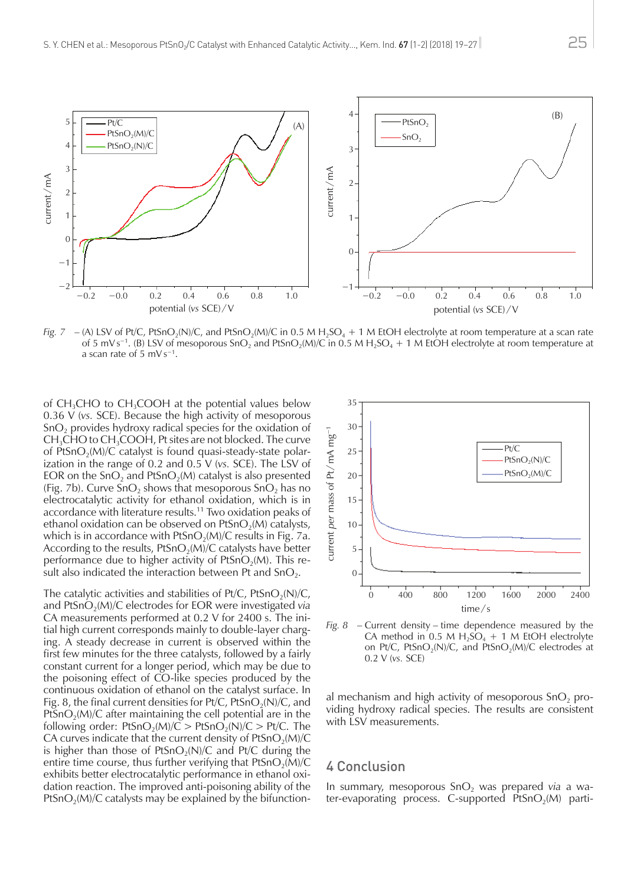*Fig. 7* – (A) LSV of Pt/C, $PtSnO_2$(N)/C, and $PtSnO_2$(M)/C in 0.5 M $H_2SO_4$ + 1 M EtOH electrolyte at room temperature at a scan rate of 5 mV $s^{-1}$. (B) LSV of mesoporous $SnO_2$ and $PtSnO_2$(M)/C in 0.5 M $H_2SO_4$ + 1 M EtOH electrolyte at room temperature at a scan rate of 5 mV $s^{-1}$.

of $CH_3CHO$ to $CH_3COOH$ at the potential values below 0.36 V (*vs.* SCE). Because the high activity of mesoporous $SnO_2$ provides hydroxy radical species for the oxidation of $CH_3CHO$ to $CH_3COOH$, Pt sites are not blocked. The curve of $PtSnO_2$(M)/C catalyst is found quasi-steady-state polarization in the range of 0.2 and 0.5 V (*vs.* SCE). The LSV of EOR on the $SnO_2$ and $PtSnO_2$(M) catalyst is also presented (Fig. 7b). Curve $SnO_2$ shows that mesoporous $SnO_2$ has no electrocatalytic activity for ethanol oxidation, which is in accordance with literature results.[11] Two oxidation peaks of ethanol oxidation can be observed on $PtSnO_2$(M) catalysts, which is in accordance with $PtSnO_2$(M)/C results in Fig. 7a. According to the results, $PtSnO_2$(M)/C catalysts have better performance due to higher activity of $PtSnO_2$(M). This result also indicated the interaction between Pt and $SnO_2$.

The catalytic activities and stabilities of Pt/C, $PtSnO_2$(N)/C, and $PtSnO_2$(M)/C electrodes for EOR were investigated *via* CA measurements performed at 0.2 V for 2400 s. The initial high current corresponds mainly to double-layer charging. A steady decrease in current is observed within the first few minutes for the three catalysts, followed by a fairly constant current for a longer period, which may be due to the poisoning effect of CO-like species produced by the continuous oxidation of ethanol on the catalyst surface. In Fig. 8, the final current densities for Pt/C, $PtSnO_2$(N)/C, and $PtSnO_2$(M)/C after maintaining the cell potential are in the following order: $PtSnO_2$(M)/C > $PtSnO_2$(N)/C > Pt/C. The CA curves indicate that the current density of $PtSnO_2$(M)/C is higher than those of $PtSnO_2$(N)/C and Pt/C during the entire time course, thus further verifying that $PtSnO_2$(M)/C exhibits better electrocatalytic performance in ethanol oxidation reaction. The improved anti-poisoning ability of the $PtSnO_2$(M)/C catalysts may be explained by the bifunctional mechanism and high activity of mesoporous $SnO_2$ providing hydroxy radical species. The results are consistent with LSV measurements.

*Fig. 8* – Current density – time dependence measured by the CA method in 0.5 M $H_2SO_4$ + 1 M EtOH electrolyte on Pt/C, $PtSnO_2$(N)/C, and $PtSnO_2$(M)/C electrodes at 0.2 V (*vs.* SCE)

## 4 Conclusion

In summary, mesoporous $SnO_2$ was prepared *via* a water-evaporating process. C-supported $PtSnO_2$(M) parti-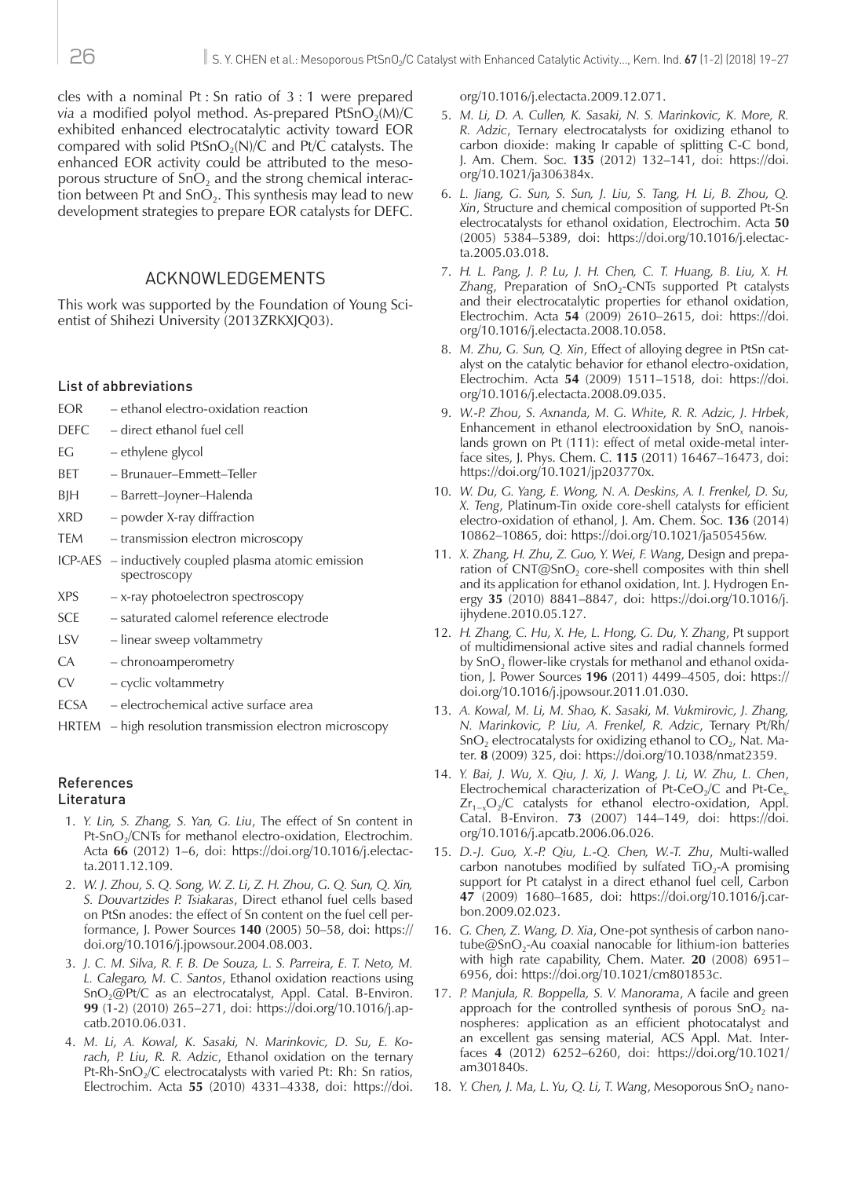cles with a nominal Pt : Sn ratio of 3 : 1 were prepared *via* a modified polyol method. As-prepared $PtSnO_2$(M)/C exhibited enhanced electrocatalytic activity toward EOR compared with solid $PtSnO_2$(N)/C and Pt/C catalysts. The enhanced EOR activity could be attributed to the mesoporous structure of $SnO_2$ and the strong chemical interaction between Pt and $SnO_2$. This synthesis may lead to new development strategies to prepare EOR catalysts for DEFC.

## ACKNOWLEDGEMENTS

This work was supported by the Foundation of Young Scientist of Shihezi University (2013ZRKXJQ03).

### List of abbreviations

- EOR – ethanol electro-oxidation reaction
- DEFC – direct ethanol fuel cell
- EG – ethylene glycol
- BET – Brunauer–Emmett–Teller
- BJH – Barrett–Joyner–Halenda
- XRD – powder X-ray diffraction
- TEM – transmission electron microscopy
- ICP-AES – inductively coupled plasma atomic emission spectroscopy
- XPS – x-ray photoelectron spectroscopy
- SCE – saturated calomel reference electrode
- LSV – linear sweep voltammetry
- CA – chronoamperometry
- CV – cyclic voltammetry
- ECSA – electrochemical active surface area
- HRTEM – high resolution transmission electron microscopy

### References
### Literatura

1. *Y. Lin, S. Zhang, S. Yan, G. Liu*, The effect of Sn content in Pt-$SnO_2$/CNTs for methanol electro-oxidation, Electrochim. Acta **66** (2012) 1–6, doi: https://doi.org/10.1016/j.electacta.2011.12.109.
2. *W. J. Zhou, S. Q. Song, W. Z. Li, Z. H. Zhou, G. Q. Sun, Q. Xin, S. Douvartzides P. Tsiakaras*, Direct ethanol fuel cells based on PtSn anodes: the effect of Sn content on the fuel cell performance, J. Power Sources **140** (2005) 50–58, doi: https://doi.org/10.1016/j.jpowsour.2004.08.003.
3. *J. C. M. Silva, R. F. B. De Souza, L. S. Parreira, E. T. Neto, M. L. Calegaro, M. C. Santos*, Ethanol oxidation reactions using $SnO_2$@Pt/C as an electrocatalyst, Appl. Catal. B-Environ. **99** (1-2) (2010) 265–271, doi: https://doi.org/10.1016/j.apcatb.2010.06.031.
4. *M. Li, A. Kowal, K. Sasaki, N. Marinkovic, D. Su, E. Korach, P. Liu, R. R. Adzic*, Ethanol oxidation on the ternary Pt-Rh-$SnO_2$/C electrocatalysts with varied Pt: Rh: Sn ratios, Electrochim. Acta **55** (2010) 4331–4338, doi: https://doi.org/10.1016/j.electacta.2009.12.071.
5. *M. Li, D. A. Cullen, K. Sasaki, N. S. Marinkovic, K. More, R. R. Adzic*, Ternary electrocatalysts for oxidizing ethanol to carbon dioxide: making Ir capable of splitting C-C bond, J. Am. Chem. Soc. **135** (2012) 132–141, doi: https://doi.org/10.1021/ja306384x.
6. *L. Jiang, G. Sun, S. Sun, J. Liu, S. Tang, H. Li, B. Zhou, Q. Xin*, Structure and chemical composition of supported Pt-Sn electrocatalysts for ethanol oxidation, Electrochim. Acta **50** (2005) 5384–5389, doi: https://doi.org/10.1016/j.electacta.2005.03.018.
7. *H. L. Pang, J. P. Lu, J. H. Chen, C. T. Huang, B. Liu, X. H. Zhang*, Preparation of $SnO_2$-CNTs supported Pt catalysts and their electrocatalytic properties for ethanol oxidation, Electrochim. Acta **54** (2009) 2610–2615, doi: https://doi.org/10.1016/j.electacta.2008.10.058.
8. *M. Zhu, G. Sun, Q. Xin*, Effect of alloying degree in PtSn catalyst on the catalytic behavior for ethanol electro-oxidation, Electrochim. Acta **54** (2009) 1511–1518, doi: https://doi.org/10.1016/j.electacta.2008.09.035.
9. *W.-P. Zhou, S. Axnanda, M. G. White, R. R. Adzic, J. Hrbek*, Enhancement in ethanol electrooxidation by $SnO_x$ nanoislands grown on Pt (111): effect of metal oxide-metal interface sites, J. Phys. Chem. C. **115** (2011) 16467–16473, doi: https://doi.org/10.1021/jp203770x.
10. *W. Du, G. Yang, E. Wong, N. A. Deskins, A. I. Frenkel, D. Su, X. Teng*, Platinum-Tin oxide core-shell catalysts for efficient electro-oxidation of ethanol, J. Am. Chem. Soc. **136** (2014) 10862–10865, doi: https://doi.org/10.1021/ja505456w.
11. *X. Zhang, H. Zhu, Z. Guo, Y. Wei, F. Wang*, Design and preparation of CNT@$SnO_2$ core-shell composites with thin shell and its application for ethanol oxidation, Int. J. Hydrogen Energy **35** (2010) 8841–8847, doi: https://doi.org/10.1016/j.ijhydene.2010.05.127.
12. *H. Zhang, C. Hu, X. He, L. Hong, G. Du, Y. Zhang*, Pt support of multidimensional active sites and radial channels formed by $SnO_2$ flower-like crystals for methanol and ethanol oxidation, J. Power Sources **196** (2011) 4499–4505, doi: https://doi.org/10.1016/j.jpowsour.2011.01.030.
13. *A. Kowal, M. Li, M. Shao, K. Sasaki, M. Vukmirovic, J. Zhang, N. Marinkovic, P. Liu, A. Frenkel, R. Adzic*, Ternary Pt/Rh/$SnO_2$ electrocatalysts for oxidizing ethanol to $CO_2$, Nat. Mater. **8** (2009) 325, doi: https://doi.org/10.1038/nmat2359.
14. *Y. Bai, J. Wu, X. Qiu, J. Xi, J. Wang, J. Li, W. Zhu, L. Chen*, Electrochemical characterization of Pt-$CeO_2$/C and Pt-$Ce_xZr_{1-x}O_2$/C catalysts for ethanol electro-oxidation, Appl. Catal. B-Environ. **73** (2007) 144–149, doi: https://doi.org/10.1016/j.apcatb.2006.06.026.
15. *D.-J. Guo, X.-P. Qiu, L.-Q. Chen, W.-T. Zhu*, Multi-walled carbon nanotubes modified by sulfated $TiO_2$-A promising support for Pt catalyst in a direct ethanol fuel cell, Carbon **47** (2009) 1680–1685, doi: https://doi.org/10.1016/j.carbon.2009.02.023.
16. *G. Chen, Z. Wang, D. Xia*, One-pot synthesis of carbon nanotube@$SnO_2$-Au coaxial nanocable for lithium-ion batteries with high rate capability, Chem. Mater. **20** (2008) 6951–6956, doi: https://doi.org/10.1021/cm801853c.
17. *P. Manjula, R. Boppella, S. V. Manorama*, A facile and green approach for the controlled synthesis of porous $SnO_2$ nanospheres: application as an efficient photocatalyst and an excellent gas sensing material, ACS Appl. Mat. Interfaces **4** (2012) 6252–6260, doi: https://doi.org/10.1021/am301840s.
18. *Y. Chen, J. Ma, L. Yu, Q. Li, T. Wang*, Mesoporous $SnO_2$ nano-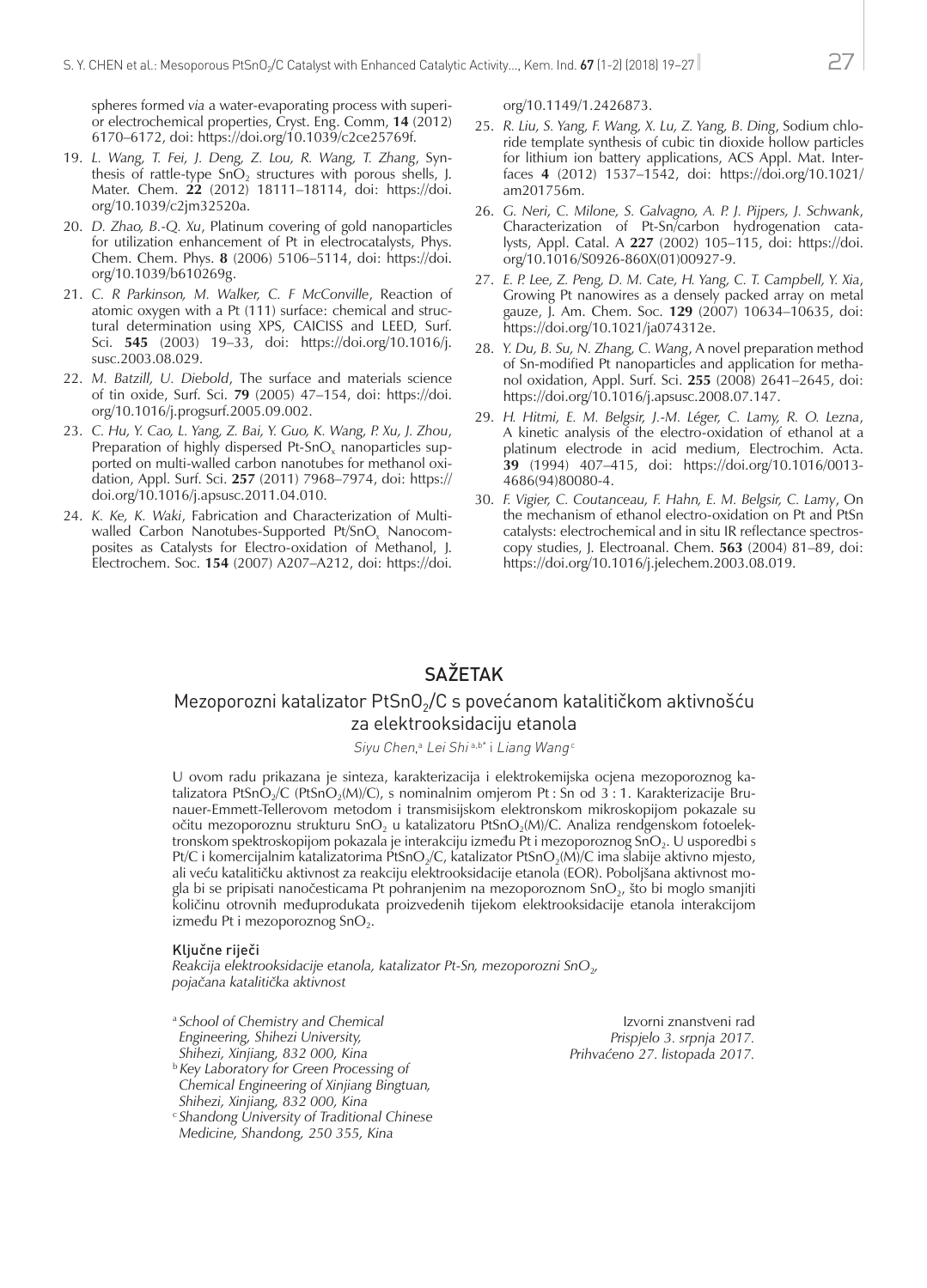spheres formed *via* a water-evaporating process with superior electrochemical properties, Cryst. Eng. Comm, **14** (2012) 6170–6172, doi: https://doi.org/10.1039/c2ce25769f.

19. *L. Wang, T. Fei, J. Deng, Z. Lou, R. Wang, T. Zhang*, Synthesis of rattle-type $SnO_2$ structures with porous shells, J. Mater. Chem. **22** (2012) 18111–18114, doi: https://doi.org/10.1039/c2jm32520a.
20. *D. Zhao, B.-Q. Xu*, Platinum covering of gold nanoparticles for utilization enhancement of Pt in electrocatalysts, Phys. Chem. Chem. Phys. **8** (2006) 5106–5114, doi: https://doi.org/10.1039/b610269g.
21. *C. R Parkinson, M. Walker, C. F McConville*, Reaction of atomic oxygen with a Pt (111) surface: chemical and structural determination using XPS, CAICISS and LEED, Surf. Sci. **545** (2003) 19–33, doi: https://doi.org/10.1016/j.susc.2003.08.029.
22. *M. Batzill, U. Diebold*, The surface and materials science of tin oxide, Surf. Sci. **79** (2005) 47–154, doi: https://doi.org/10.1016/j.progsurf.2005.09.002.
23. *C. Hu, Y. Cao, L. Yang, Z. Bai, Y. Guo, K. Wang, P. Xu, J. Zhou*, Preparation of highly dispersed Pt-$SnO_x$ nanoparticles supported on multi-walled carbon nanotubes for methanol oxidation, Appl. Surf. Sci. **257** (2011) 7968–7974, doi: https://doi.org/10.1016/j.apsusc.2011.04.010.
24. *K. Ke, K. Waki*, Fabrication and Characterization of Multiwalled Carbon Nanotubes-Supported Pt/$SnO_x$ Nanocomposites as Catalysts for Electro-oxidation of Methanol, J. Electrochem. Soc. **154** (2007) A207–A212, doi: https://doi.org/10.1149/1.2426873.
25. *R. Liu, S. Yang, F. Wang, X. Lu, Z. Yang, B. Ding*, Sodium chloride template synthesis of cubic tin dioxide hollow particles for lithium ion battery applications, ACS Appl. Mat. Interfaces **4** (2012) 1537–1542, doi: https://doi.org/10.1021/am201756m.
26. *G. Neri, C. Milone, S. Galvagno, A. P. J. Pijpers, J. Schwank*, Characterization of Pt-Sn/carbon hydrogenation catalysts, Appl. Catal. A **227** (2002) 105–115, doi: https://doi.org/10.1016/S0926-860X(01)00927-9.
27. *E. P. Lee, Z. Peng, D. M. Cate, H. Yang, C. T. Campbell, Y. Xia*, Growing Pt nanowires as a densely packed array on metal gauze, J. Am. Chem. Soc. **129** (2007) 10634–10635, doi: https://doi.org/10.1021/ja074312e.
28. *Y. Du, B. Su, N. Zhang, C. Wang*, A novel preparation method of Sn-modified Pt nanoparticles and application for methanol oxidation, Appl. Surf. Sci. **255** (2008) 2641–2645, doi: https://doi.org/10.1016/j.apsusc.2008.07.147.
29. *H. Hitmi, E. M. Belgsir, J.-M. Léger, C. Lamy, R. O. Lezna*, A kinetic analysis of the electro-oxidation of ethanol at a platinum electrode in acid medium, Electrochim. Acta. **39** (1994) 407–415, doi: https://doi.org/10.1016/0013-4686(94)80080-4.
30. *F. Vigier, C. Coutanceau, F. Hahn, E. M. Belgsir, C. Lamy*, On the mechanism of ethanol electro-oxidation on Pt and PtSn catalysts: electrochemical and in situ IR reflectance spectroscopy studies, J. Electroanal. Chem. **563** (2004) 81–89, doi: https://doi.org/10.1016/j.jelechem.2003.08.019.

## SAŽETAK

### Mezoporozni katalizator $PtSnO_2/C$ s povećanom katalitičkom aktivnošću za elektrooksidaciju etanola

*Siyu Chen,*[a] *Lei Shi*[a,b*] i *Liang Wang*[c]

U ovom radu prikazana je sinteza, karakterizacija i elektrokemijska ocjena mezoporoznog katalizatora $PtSnO_2/C$ ($PtSnO_2(M)/C$), s nominalnim omjerom Pt : Sn od 3 : 1. Karakterizacije Brunauer-Emmett-Tellerovom metodom i transmisijskom elektronskom mikroskopijom pokazale su očitu mezoporoznu strukturu $SnO_2$ u katalizatoru $PtSnO_2(M)/C$. Analiza rendgenskom fotoelektronskom spektroskopijom pokazala je interakciju između Pt i mezoporoznog $SnO_2$. U usporedbi s Pt/C i komercijalnim katalizatorima $PtSnO_2/C$, katalizator $PtSnO_2(M)/C$ ima slabije aktivno mjesto, ali veću katalitičku aktivnost za reakciju elektrooksidacije etanola (EOR). Poboljšana aktivnost mogla bi se pripisati nanočesticama Pt pohranjenim na mezoporoznom $SnO_2$, što bi moglo smanjiti količinu otrovnih međuprodukata proizvedenih tijekom elektrooksidacije etanola interakcijom između Pt i mezoporoznog $SnO_2$.

#### Ključne riječi

*Reakcija elektrooksidacije etanola, katalizator Pt-Sn, mezoporozni $SnO_2$, pojačana katalitička aktivnost*

[a] *School of Chemistry and Chemical Engineering, Shihezi University, Shihezi, Xinjiang, 832 000, Kina*
[b] *Key Laboratory for Green Processing of Chemical Engineering of Xinjiang Bingtuan, Shihezi, Xinjiang, 832 000, Kina*
[c] *Shandong University of Traditional Chinese Medicine, Shandong, 250 355, Kina*

Izvorni znanstveni rad
*Prispjelo 3. srpnja 2017.*
*Prihvaćeno 27. listopada 2017.*